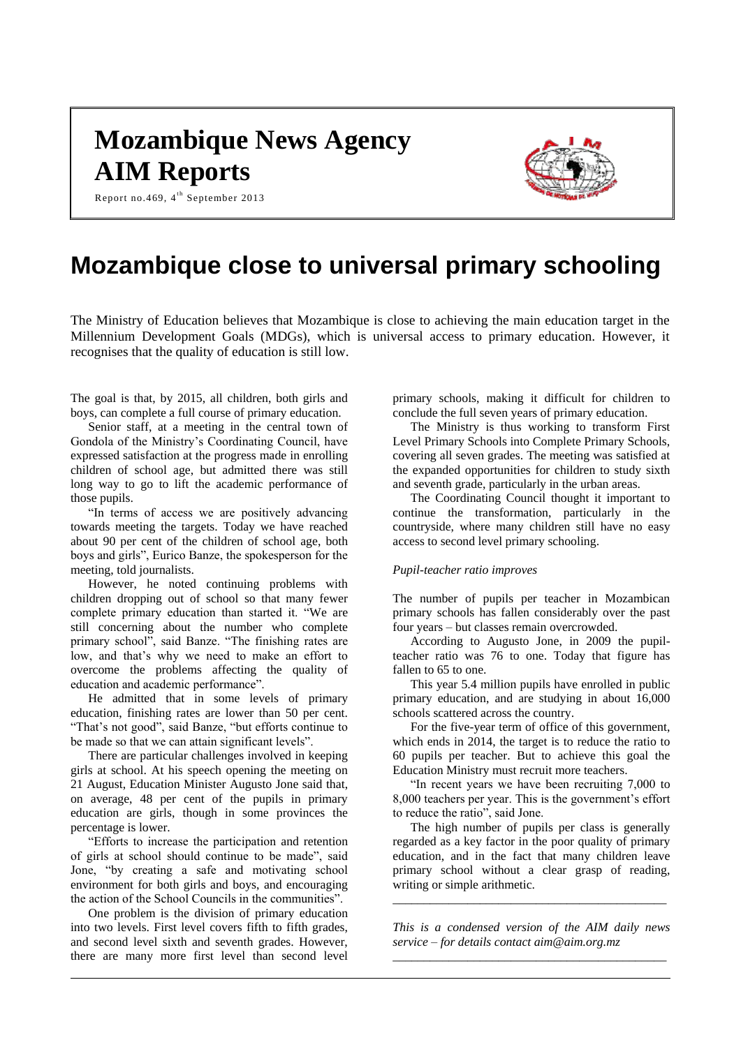# Mozambique News Agency
# AIM Reports

Report no.469, 4th September 2013

# Mozambique close to universal primary schooling

The Ministry of Education believes that Mozambique is close to achieving the main education target in the Millennium Development Goals (MDGs), which is universal access to primary education. However, it recognises that the quality of education is still low.

The goal is that, by 2015, all children, both girls and boys, can complete a full course of primary education.

Senior staff, at a meeting in the central town of Gondola of the Ministry's Coordinating Council, have expressed satisfaction at the progress made in enrolling children of school age, but admitted there was still long way to go to lift the academic performance of those pupils.

"In terms of access we are positively advancing towards meeting the targets. Today we have reached about 90 per cent of the children of school age, both boys and girls", Eurico Banze, the spokesperson for the meeting, told journalists.

However, he noted continuing problems with children dropping out of school so that many fewer complete primary education than started it. "We are still concerning about the number who complete primary school", said Banze. "The finishing rates are low, and that's why we need to make an effort to overcome the problems affecting the quality of education and academic performance".

He admitted that in some levels of primary education, finishing rates are lower than 50 per cent. "That's not good", said Banze, "but efforts continue to be made so that we can attain significant levels".

There are particular challenges involved in keeping girls at school. At his speech opening the meeting on 21 August, Education Minister Augusto Jone said that, on average, 48 per cent of the pupils in primary education are girls, though in some provinces the percentage is lower.

"Efforts to increase the participation and retention of girls at school should continue to be made", said Jone, "by creating a safe and motivating school environment for both girls and boys, and encouraging the action of the School Councils in the communities".

One problem is the division of primary education into two levels. First level covers fifth to fifth grades, and second level sixth and seventh grades. However, there are many more first level than second level primary schools, making it difficult for children to conclude the full seven years of primary education.

The Ministry is thus working to transform First Level Primary Schools into Complete Primary Schools, covering all seven grades. The meeting was satisfied at the expanded opportunities for children to study sixth and seventh grade, particularly in the urban areas.

The Coordinating Council thought it important to continue the transformation, particularly in the countryside, where many children still have no easy access to second level primary schooling.

*Pupil-teacher ratio improves*

The number of pupils per teacher in Mozambican primary schools has fallen considerably over the past four years – but classes remain overcrowded.

According to Augusto Jone, in 2009 the pupil-teacher ratio was 76 to one. Today that figure has fallen to 65 to one.

This year 5.4 million pupils have enrolled in public primary education, and are studying in about 16,000 schools scattered across the country.

For the five-year term of office of this government, which ends in 2014, the target is to reduce the ratio to 60 pupils per teacher. But to achieve this goal the Education Ministry must recruit more teachers.

"In recent years we have been recruiting 7,000 to 8,000 teachers per year. This is the government's effort to reduce the ratio", said Jone.

The high number of pupils per class is generally regarded as a key factor in the poor quality of primary education, and in the fact that many children leave primary school without a clear grasp of reading, writing or simple arithmetic.

---

*This is a condensed version of the AIM daily news service – for details contact aim@aim.org.mz*

---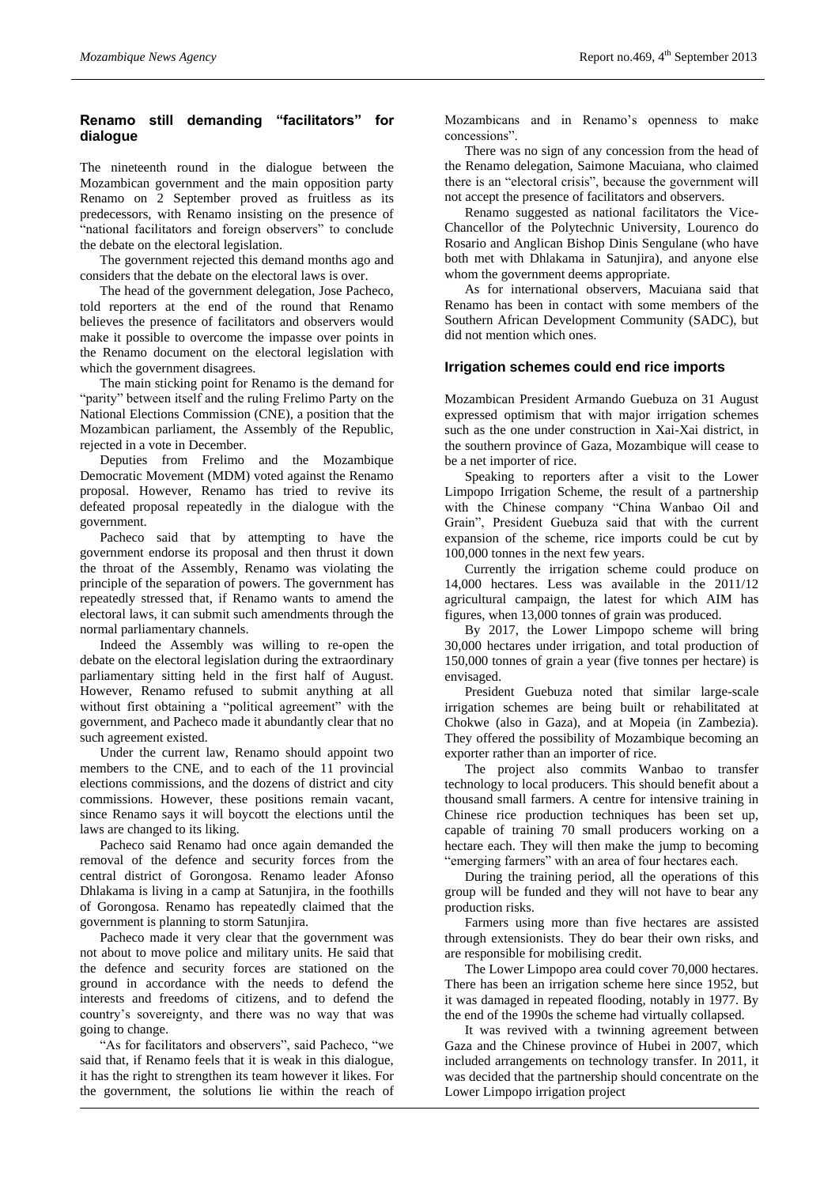## Renamo still demanding "facilitators" for dialogue

The nineteenth round in the dialogue between the Mozambican government and the main opposition party Renamo on 2 September proved as fruitless as its predecessors, with Renamo insisting on the presence of "national facilitators and foreign observers" to conclude the debate on the electoral legislation.

The government rejected this demand months ago and considers that the debate on the electoral laws is over.

The head of the government delegation, Jose Pacheco, told reporters at the end of the round that Renamo believes the presence of facilitators and observers would make it possible to overcome the impasse over points in the Renamo document on the electoral legislation with which the government disagrees.

The main sticking point for Renamo is the demand for "parity" between itself and the ruling Frelimo Party on the National Elections Commission (CNE), a position that the Mozambican parliament, the Assembly of the Republic, rejected in a vote in December.

Deputies from Frelimo and the Mozambique Democratic Movement (MDM) voted against the Renamo proposal. However, Renamo has tried to revive its defeated proposal repeatedly in the dialogue with the government.

Pacheco said that by attempting to have the government endorse its proposal and then thrust it down the throat of the Assembly, Renamo was violating the principle of the separation of powers. The government has repeatedly stressed that, if Renamo wants to amend the electoral laws, it can submit such amendments through the normal parliamentary channels.

Indeed the Assembly was willing to re-open the debate on the electoral legislation during the extraordinary parliamentary sitting held in the first half of August. However, Renamo refused to submit anything at all without first obtaining a "political agreement" with the government, and Pacheco made it abundantly clear that no such agreement existed.

Under the current law, Renamo should appoint two members to the CNE, and to each of the 11 provincial elections commissions, and the dozens of district and city commissions. However, these positions remain vacant, since Renamo says it will boycott the elections until the laws are changed to its liking.

Pacheco said Renamo had once again demanded the removal of the defence and security forces from the central district of Gorongosa. Renamo leader Afonso Dhlakama is living in a camp at Satunjira, in the foothills of Gorongosa. Renamo has repeatedly claimed that the government is planning to storm Satunjira.

Pacheco made it very clear that the government was not about to move police and military units. He said that the defence and security forces are stationed on the ground in accordance with the needs to defend the interests and freedoms of citizens, and to defend the country's sovereignty, and there was no way that was going to change.

"As for facilitators and observers", said Pacheco, "we said that, if Renamo feels that it is weak in this dialogue, it has the right to strengthen its team however it likes. For the government, the solutions lie within the reach of Mozambicans and in Renamo's openness to make concessions".

There was no sign of any concession from the head of the Renamo delegation, Saimone Macuiana, who claimed there is an "electoral crisis", because the government will not accept the presence of facilitators and observers.

Renamo suggested as national facilitators the Vice-Chancellor of the Polytechnic University, Lourenco do Rosario and Anglican Bishop Dinis Sengulane (who have both met with Dhlakama in Satunjira), and anyone else whom the government deems appropriate.

As for international observers, Macuiana said that Renamo has been in contact with some members of the Southern African Development Community (SADC), but did not mention which ones.

## Irrigation schemes could end rice imports

Mozambican President Armando Guebuza on 31 August expressed optimism that with major irrigation schemes such as the one under construction in Xai-Xai district, in the southern province of Gaza, Mozambique will cease to be a net importer of rice.

Speaking to reporters after a visit to the Lower Limpopo Irrigation Scheme, the result of a partnership with the Chinese company "China Wanbao Oil and Grain", President Guebuza said that with the current expansion of the scheme, rice imports could be cut by 100,000 tonnes in the next few years.

Currently the irrigation scheme could produce on 14,000 hectares. Less was available in the 2011/12 agricultural campaign, the latest for which AIM has figures, when 13,000 tonnes of grain was produced.

By 2017, the Lower Limpopo scheme will bring 30,000 hectares under irrigation, and total production of 150,000 tonnes of grain a year (five tonnes per hectare) is envisaged.

President Guebuza noted that similar large-scale irrigation schemes are being built or rehabilitated at Chokwe (also in Gaza), and at Mopeia (in Zambezia). They offered the possibility of Mozambique becoming an exporter rather than an importer of rice.

The project also commits Wanbao to transfer technology to local producers. This should benefit about a thousand small farmers. A centre for intensive training in Chinese rice production techniques has been set up, capable of training 70 small producers working on a hectare each. They will then make the jump to becoming "emerging farmers" with an area of four hectares each.

During the training period, all the operations of this group will be funded and they will not have to bear any production risks.

Farmers using more than five hectares are assisted through extensionists. They do bear their own risks, and are responsible for mobilising credit.

The Lower Limpopo area could cover 70,000 hectares. There has been an irrigation scheme here since 1952, but it was damaged in repeated flooding, notably in 1977. By the end of the 1990s the scheme had virtually collapsed.

It was revived with a twinning agreement between Gaza and the Chinese province of Hubei in 2007, which included arrangements on technology transfer. In 2011, it was decided that the partnership should concentrate on the Lower Limpopo irrigation project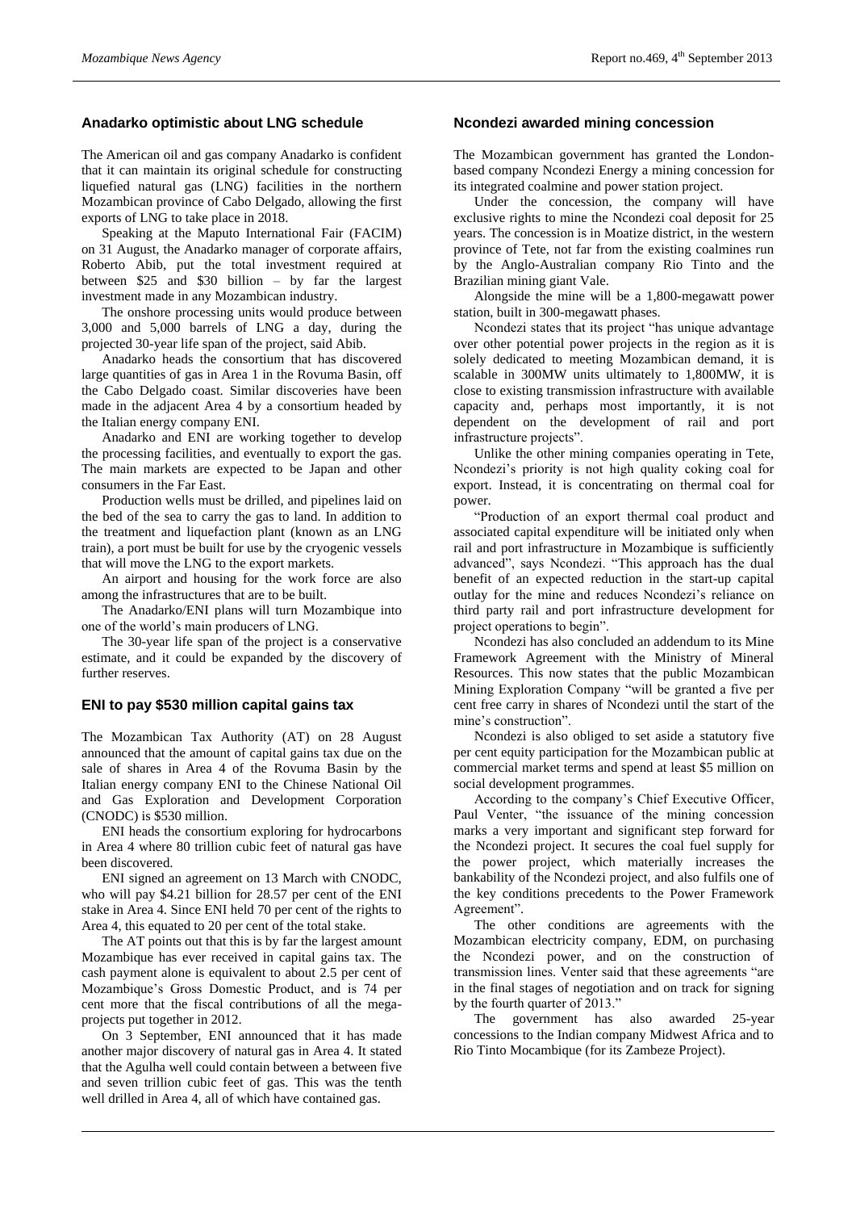## Anadarko optimistic about LNG schedule

The American oil and gas company Anadarko is confident that it can maintain its original schedule for constructing liquefied natural gas (LNG) facilities in the northern Mozambican province of Cabo Delgado, allowing the first exports of LNG to take place in 2018.

Speaking at the Maputo International Fair (FACIM) on 31 August, the Anadarko manager of corporate affairs, Roberto Abib, put the total investment required at between $25 and $30 billion – by far the largest investment made in any Mozambican industry.

The onshore processing units would produce between 3,000 and 5,000 barrels of LNG a day, during the projected 30-year life span of the project, said Abib.

Anadarko heads the consortium that has discovered large quantities of gas in Area 1 in the Rovuma Basin, off the Cabo Delgado coast. Similar discoveries have been made in the adjacent Area 4 by a consortium headed by the Italian energy company ENI.

Anadarko and ENI are working together to develop the processing facilities, and eventually to export the gas. The main markets are expected to be Japan and other consumers in the Far East.

Production wells must be drilled, and pipelines laid on the bed of the sea to carry the gas to land. In addition to the treatment and liquefaction plant (known as an LNG train), a port must be built for use by the cryogenic vessels that will move the LNG to the export markets.

An airport and housing for the work force are also among the infrastructures that are to be built.

The Anadarko/ENI plans will turn Mozambique into one of the world's main producers of LNG.

The 30-year life span of the project is a conservative estimate, and it could be expanded by the discovery of further reserves.

## ENI to pay $530 million capital gains tax

The Mozambican Tax Authority (AT) on 28 August announced that the amount of capital gains tax due on the sale of shares in Area 4 of the Rovuma Basin by the Italian energy company ENI to the Chinese National Oil and Gas Exploration and Development Corporation (CNODC) is $530 million.

ENI heads the consortium exploring for hydrocarbons in Area 4 where 80 trillion cubic feet of natural gas have been discovered.

ENI signed an agreement on 13 March with CNODC, who will pay $4.21 billion for 28.57 per cent of the ENI stake in Area 4. Since ENI held 70 per cent of the rights to Area 4, this equated to 20 per cent of the total stake.

The AT points out that this is by far the largest amount Mozambique has ever received in capital gains tax. The cash payment alone is equivalent to about 2.5 per cent of Mozambique's Gross Domestic Product, and is 74 per cent more that the fiscal contributions of all the mega-projects put together in 2012.

On 3 September, ENI announced that it has made another major discovery of natural gas in Area 4. It stated that the Agulha well could contain between a between five and seven trillion cubic feet of gas. This was the tenth well drilled in Area 4, all of which have contained gas.

## Ncondezi awarded mining concession

The Mozambican government has granted the London-based company Ncondezi Energy a mining concession for its integrated coalmine and power station project.

Under the concession, the company will have exclusive rights to mine the Ncondezi coal deposit for 25 years. The concession is in Moatize district, in the western province of Tete, not far from the existing coalmines run by the Anglo-Australian company Rio Tinto and the Brazilian mining giant Vale.

Alongside the mine will be a 1,800-megawatt power station, built in 300-megawatt phases.

Ncondezi states that its project "has unique advantage over other potential power projects in the region as it is solely dedicated to meeting Mozambican demand, it is scalable in 300MW units ultimately to 1,800MW, it is close to existing transmission infrastructure with available capacity and, perhaps most importantly, it is not dependent on the development of rail and port infrastructure projects".

Unlike the other mining companies operating in Tete, Ncondezi's priority is not high quality coking coal for export. Instead, it is concentrating on thermal coal for power.

"Production of an export thermal coal product and associated capital expenditure will be initiated only when rail and port infrastructure in Mozambique is sufficiently advanced", says Ncondezi. "This approach has the dual benefit of an expected reduction in the start-up capital outlay for the mine and reduces Ncondezi's reliance on third party rail and port infrastructure development for project operations to begin".

Ncondezi has also concluded an addendum to its Mine Framework Agreement with the Ministry of Mineral Resources. This now states that the public Mozambican Mining Exploration Company "will be granted a five per cent free carry in shares of Ncondezi until the start of the mine's construction".

Ncondezi is also obliged to set aside a statutory five per cent equity participation for the Mozambican public at commercial market terms and spend at least $5 million on social development programmes.

According to the company's Chief Executive Officer, Paul Venter, "the issuance of the mining concession marks a very important and significant step forward for the Ncondezi project. It secures the coal fuel supply for the power project, which materially increases the bankability of the Ncondezi project, and also fulfils one of the key conditions precedents to the Power Framework Agreement".

The other conditions are agreements with the Mozambican electricity company, EDM, on purchasing the Ncondezi power, and on the construction of transmission lines. Venter said that these agreements "are in the final stages of negotiation and on track for signing by the fourth quarter of 2013."

The government has also awarded 25-year concessions to the Indian company Midwest Africa and to Rio Tinto Mocambique (for its Zambeze Project).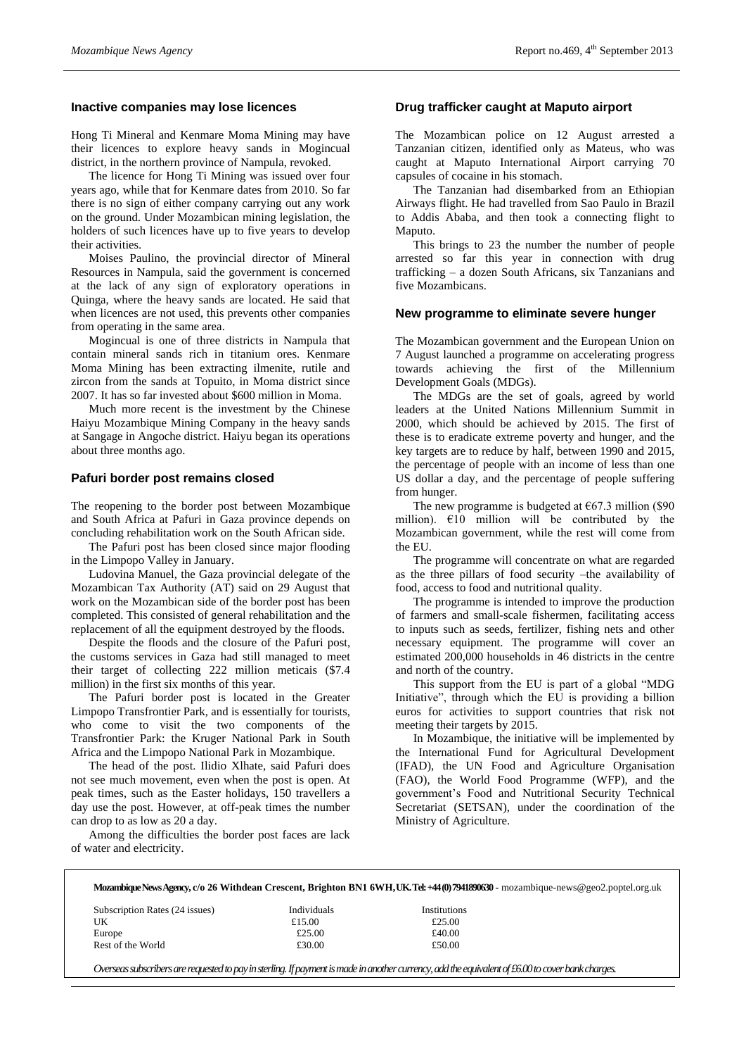## Inactive companies may lose licences

Hong Ti Mineral and Kenmare Moma Mining may have their licences to explore heavy sands in Mogincual district, in the northern province of Nampula, revoked.

The licence for Hong Ti Mining was issued over four years ago, while that for Kenmare dates from 2010. So far there is no sign of either company carrying out any work on the ground. Under Mozambican mining legislation, the holders of such licences have up to five years to develop their activities.

Moises Paulino, the provincial director of Mineral Resources in Nampula, said the government is concerned at the lack of any sign of exploratory operations in Quinga, where the heavy sands are located. He said that when licences are not used, this prevents other companies from operating in the same area.

Mogincual is one of three districts in Nampula that contain mineral sands rich in titanium ores. Kenmare Moma Mining has been extracting ilmenite, rutile and zircon from the sands at Topuito, in Moma district since 2007. It has so far invested about $600 million in Moma.

Much more recent is the investment by the Chinese Haiyu Mozambique Mining Company in the heavy sands at Sangage in Angoche district. Haiyu began its operations about three months ago.

## Pafuri border post remains closed

The reopening to the border post between Mozambique and South Africa at Pafuri in Gaza province depends on concluding rehabilitation work on the South African side.

The Pafuri post has been closed since major flooding in the Limpopo Valley in January.

Ludovina Manuel, the Gaza provincial delegate of the Mozambican Tax Authority (AT) said on 29 August that work on the Mozambican side of the border post has been completed. This consisted of general rehabilitation and the replacement of all the equipment destroyed by the floods.

Despite the floods and the closure of the Pafuri post, the customs services in Gaza had still managed to meet their target of collecting 222 million meticais ($7.4 million) in the first six months of this year.

The Pafuri border post is located in the Greater Limpopo Transfrontier Park, and is essentially for tourists, who come to visit the two components of the Transfrontier Park: the Kruger National Park in South Africa and the Limpopo National Park in Mozambique.

The head of the post. Ilidio Xlhate, said Pafuri does not see much movement, even when the post is open. At peak times, such as the Easter holidays, 150 travellers a day use the post. However, at off-peak times the number can drop to as low as 20 a day.

Among the difficulties the border post faces are lack of water and electricity.

## Drug trafficker caught at Maputo airport

The Mozambican police on 12 August arrested a Tanzanian citizen, identified only as Mateus, who was caught at Maputo International Airport carrying 70 capsules of cocaine in his stomach.

The Tanzanian had disembarked from an Ethiopian Airways flight. He had travelled from Sao Paulo in Brazil to Addis Ababa, and then took a connecting flight to Maputo.

This brings to 23 the number the number of people arrested so far this year in connection with drug trafficking – a dozen South Africans, six Tanzanians and five Mozambicans.

## New programme to eliminate severe hunger

The Mozambican government and the European Union on 7 August launched a programme on accelerating progress towards achieving the first of the Millennium Development Goals (MDGs).

The MDGs are the set of goals, agreed by world leaders at the United Nations Millennium Summit in 2000, which should be achieved by 2015. The first of these is to eradicate extreme poverty and hunger, and the key targets are to reduce by half, between 1990 and 2015, the percentage of people with an income of less than one US dollar a day, and the percentage of people suffering from hunger.

The new programme is budgeted at €67.3 million ($90 million). €10 million will be contributed by the Mozambican government, while the rest will come from the EU.

The programme will concentrate on what are regarded as the three pillars of food security –the availability of food, access to food and nutritional quality.

The programme is intended to improve the production of farmers and small-scale fishermen, facilitating access to inputs such as seeds, fertilizer, fishing nets and other necessary equipment. The programme will cover an estimated 200,000 households in 46 districts in the centre and north of the country.

This support from the EU is part of a global "MDG Initiative", through which the EU is providing a billion euros for activities to support countries that risk not meeting their targets by 2015.

In Mozambique, the initiative will be implemented by the International Fund for Agricultural Development (IFAD), the UN Food and Agriculture Organisation (FAO), the World Food Programme (WFP), and the government's Food and Nutritional Security Technical Secretariat (SETSAN), under the coordination of the Ministry of Agriculture.

---

**Mozambique News Agency, c/o 26 Withdean Crescent, Brighton BN1 6WH, UK. Tel: +44 (0) 7941890630 -** mozambique-news@geo2.poptel.org.uk

| Subscription Rates (24 issues) | Individuals | Institutions |
|---|---|---|
| UK | £15.00 | £25.00 |
| Europe | £25.00 | £40.00 |
| Rest of the World | £30.00 | £50.00 |

*Overseas subscribers are requested to pay in sterling. If payment is made in another currency, add the equivalent of £6.00 to cover bank charges.*